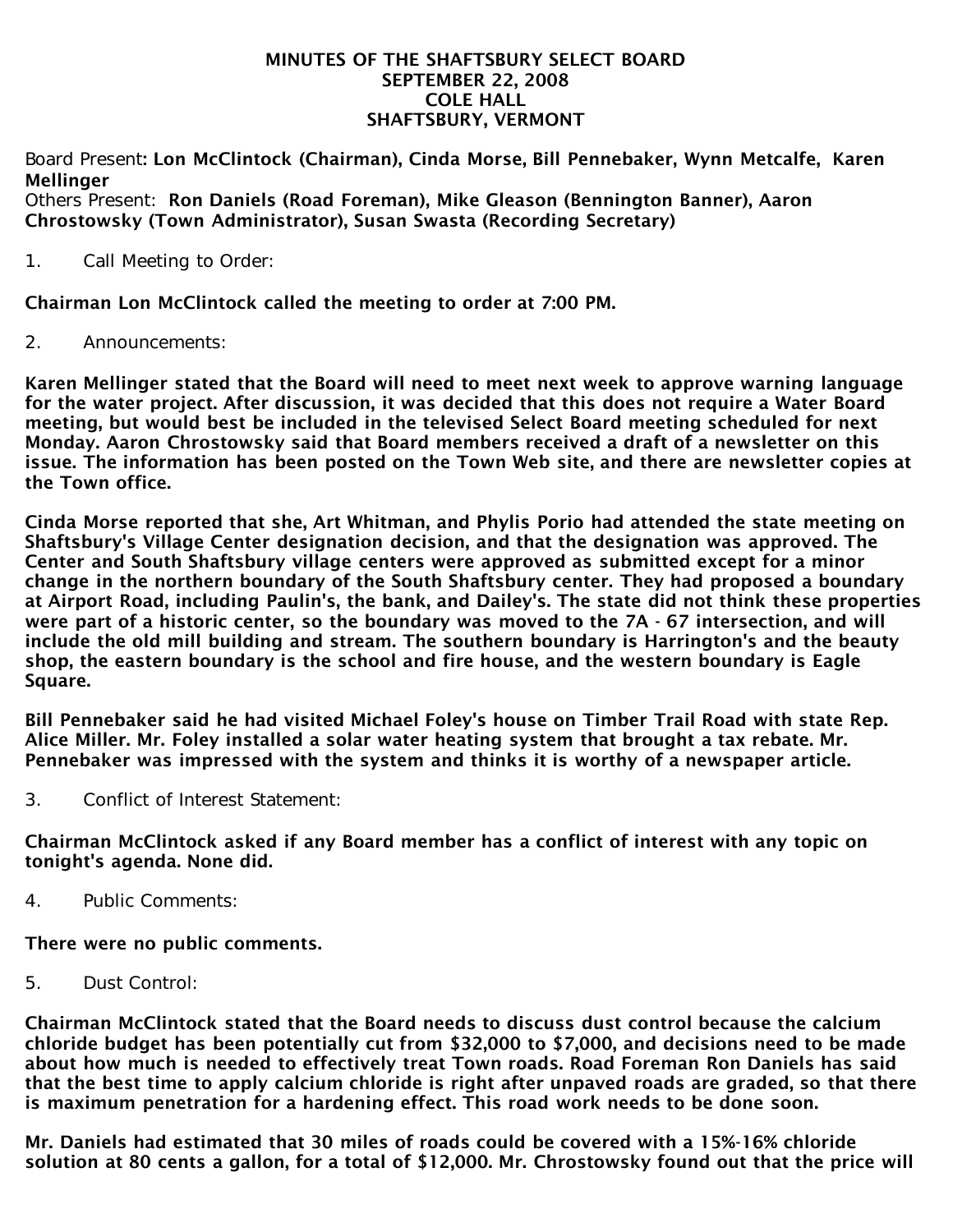# MINUTES OF THE SHAFTSBURY SELECT BOARD
## SEPTEMBER 22, 2008
## COLE HALL
## SHAFTSBURY, VERMONT

Board Present: **Lon McClintock (Chairman), Cinda Morse, Bill Pennebaker, Wynn Metcalfe, Karen Mellinger**
Others Present: **Ron Daniels (Road Foreman), Mike Gleason (Bennington Banner), Aaron Chrostowsky (Town Administrator), Susan Swasta (Recording Secretary)**

1. Call Meeting to Order:

**Chairman Lon McClintock called the meeting to order at 7:00 PM.**

2. Announcements:

**Karen Mellinger stated that the Board will need to meet next week to approve warning language for the water project. After discussion, it was decided that this does not require a Water Board meeting, but would best be included in the televised Select Board meeting scheduled for next Monday. Aaron Chrostowsky said that Board members received a draft of a newsletter on this issue. The information has been posted on the Town Web site, and there are newsletter copies at the Town office.**

**Cinda Morse reported that she, Art Whitman, and Phylis Porio had attended the state meeting on Shaftsbury's Village Center designation decision, and that the designation was approved. The Center and South Shaftsbury village centers were approved as submitted except for a minor change in the northern boundary of the South Shaftsbury center. They had proposed a boundary at Airport Road, including Paulin's, the bank, and Dailey's. The state did not think these properties were part of a historic center, so the boundary was moved to the 7A - 67 intersection, and will include the old mill building and stream. The southern boundary is Harrington's and the beauty shop, the eastern boundary is the school and fire house, and the western boundary is Eagle Square.**

**Bill Pennebaker said he had visited Michael Foley's house on Timber Trail Road with state Rep. Alice Miller. Mr. Foley installed a solar water heating system that brought a tax rebate. Mr. Pennebaker was impressed with the system and thinks it is worthy of a newspaper article.**

3. Conflict of Interest Statement:

**Chairman McClintock asked if any Board member has a conflict of interest with any topic on tonight's agenda. None did.**

4. Public Comments:

**There were no public comments.**

5. Dust Control:

**Chairman McClintock stated that the Board needs to discuss dust control because the calcium chloride budget has been potentially cut from $32,000 to $7,000, and decisions need to be made about how much is needed to effectively treat Town roads. Road Foreman Ron Daniels has said that the best time to apply calcium chloride is right after unpaved roads are graded, so that there is maximum penetration for a hardening effect. This road work needs to be done soon.**

**Mr. Daniels had estimated that 30 miles of roads could be covered with a 15%-16% chloride solution at 80 cents a gallon, for a total of $12,000. Mr. Chrostowsky found out that the price will**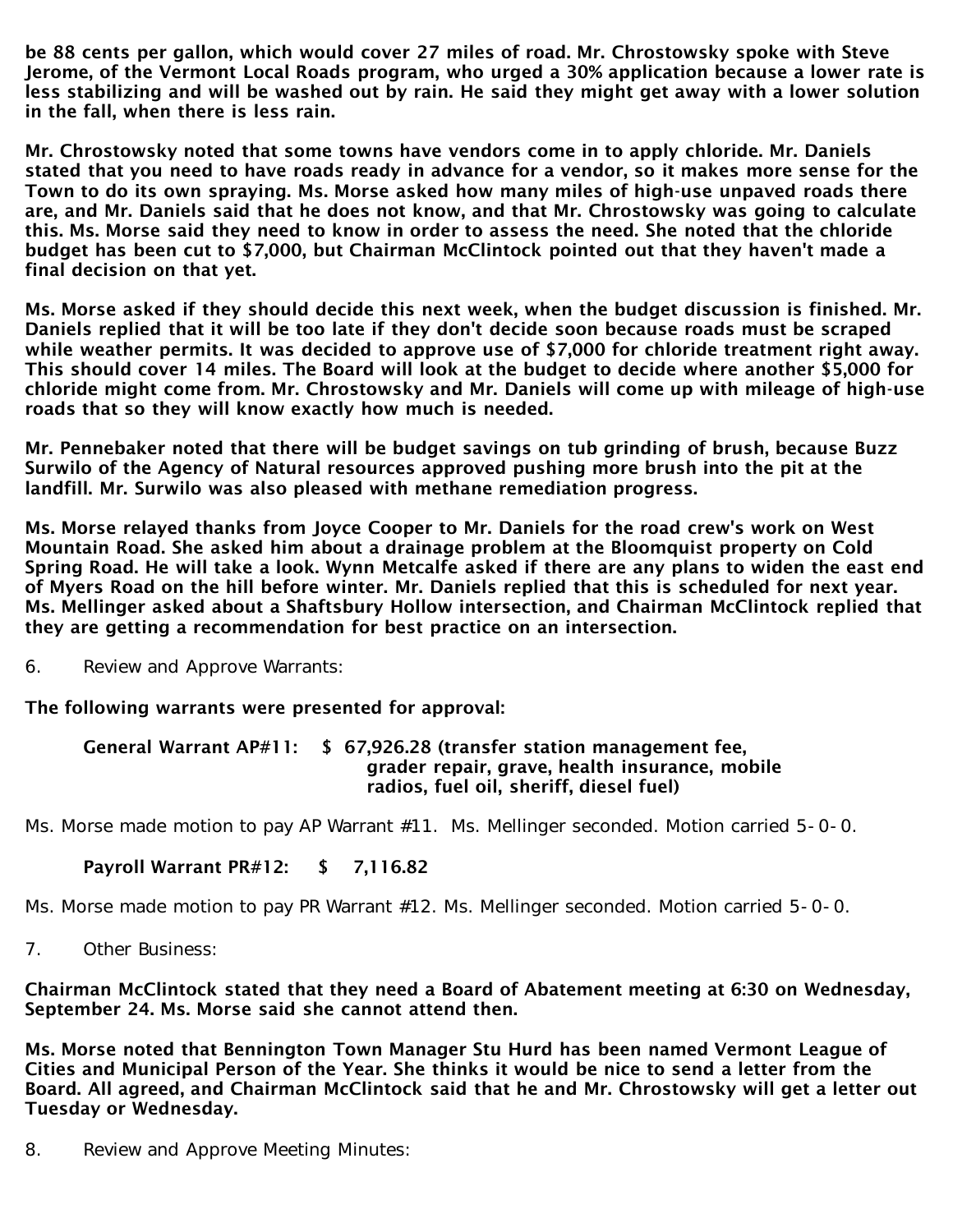**be 88 cents per gallon, which would cover 27 miles of road. Mr. Chrostowsky spoke with Steve Jerome, of the Vermont Local Roads program, who urged a 30% application because a lower rate is less stabilizing and will be washed out by rain. He said they might get away with a lower solution in the fall, when there is less rain.**

**Mr. Chrostowsky noted that some towns have vendors come in to apply chloride. Mr. Daniels stated that you need to have roads ready in advance for a vendor, so it makes more sense for the Town to do its own spraying. Ms. Morse asked how many miles of high-use unpaved roads there are, and Mr. Daniels said that he does not know, and that Mr. Chrostowsky was going to calculate this. Ms. Morse said they need to know in order to assess the need. She noted that the chloride budget has been cut to $7,000, but Chairman McClintock pointed out that they haven't made a final decision on that yet.**

**Ms. Morse asked if they should decide this next week, when the budget discussion is finished. Mr. Daniels replied that it will be too late if they don't decide soon because roads must be scraped while weather permits. It was decided to approve use of $7,000 for chloride treatment right away. This should cover 14 miles. The Board will look at the budget to decide where another $5,000 for chloride might come from. Mr. Chrostowsky and Mr. Daniels will come up with mileage of high-use roads that so they will know exactly how much is needed.**

**Mr. Pennebaker noted that there will be budget savings on tub grinding of brush, because Buzz Surwilo of the Agency of Natural resources approved pushing more brush into the pit at the landfill. Mr. Surwilo was also pleased with methane remediation progress.**

**Ms. Morse relayed thanks from Joyce Cooper to Mr. Daniels for the road crew's work on West Mountain Road. She asked him about a drainage problem at the Bloomquist property on Cold Spring Road. He will take a look. Wynn Metcalfe asked if there are any plans to widen the east end of Myers Road on the hill before winter. Mr. Daniels replied that this is scheduled for next year. Ms. Mellinger asked about a Shaftsbury Hollow intersection, and Chairman McClintock replied that they are getting a recommendation for best practice on an intersection.**

6. Review and Approve Warrants:

**The following warrants were presented for approval:**

**General Warrant AP#11: $ 67,926.28 (transfer station management fee, grader repair, grave, health insurance, mobile radios, fuel oil, sheriff, diesel fuel)**

Ms. Morse made motion to pay AP Warrant #11. Ms. Mellinger seconded. Motion carried 5-0-0.

**Payroll Warrant PR#12: $ 7,116.82**

Ms. Morse made motion to pay PR Warrant #12. Ms. Mellinger seconded. Motion carried 5-0-0.

7. Other Business:

**Chairman McClintock stated that they need a Board of Abatement meeting at 6:30 on Wednesday, September 24. Ms. Morse said she cannot attend then.**

**Ms. Morse noted that Bennington Town Manager Stu Hurd has been named Vermont League of Cities and Municipal Person of the Year. She thinks it would be nice to send a letter from the Board. All agreed, and Chairman McClintock said that he and Mr. Chrostowsky will get a letter out Tuesday or Wednesday.**

8. Review and Approve Meeting Minutes: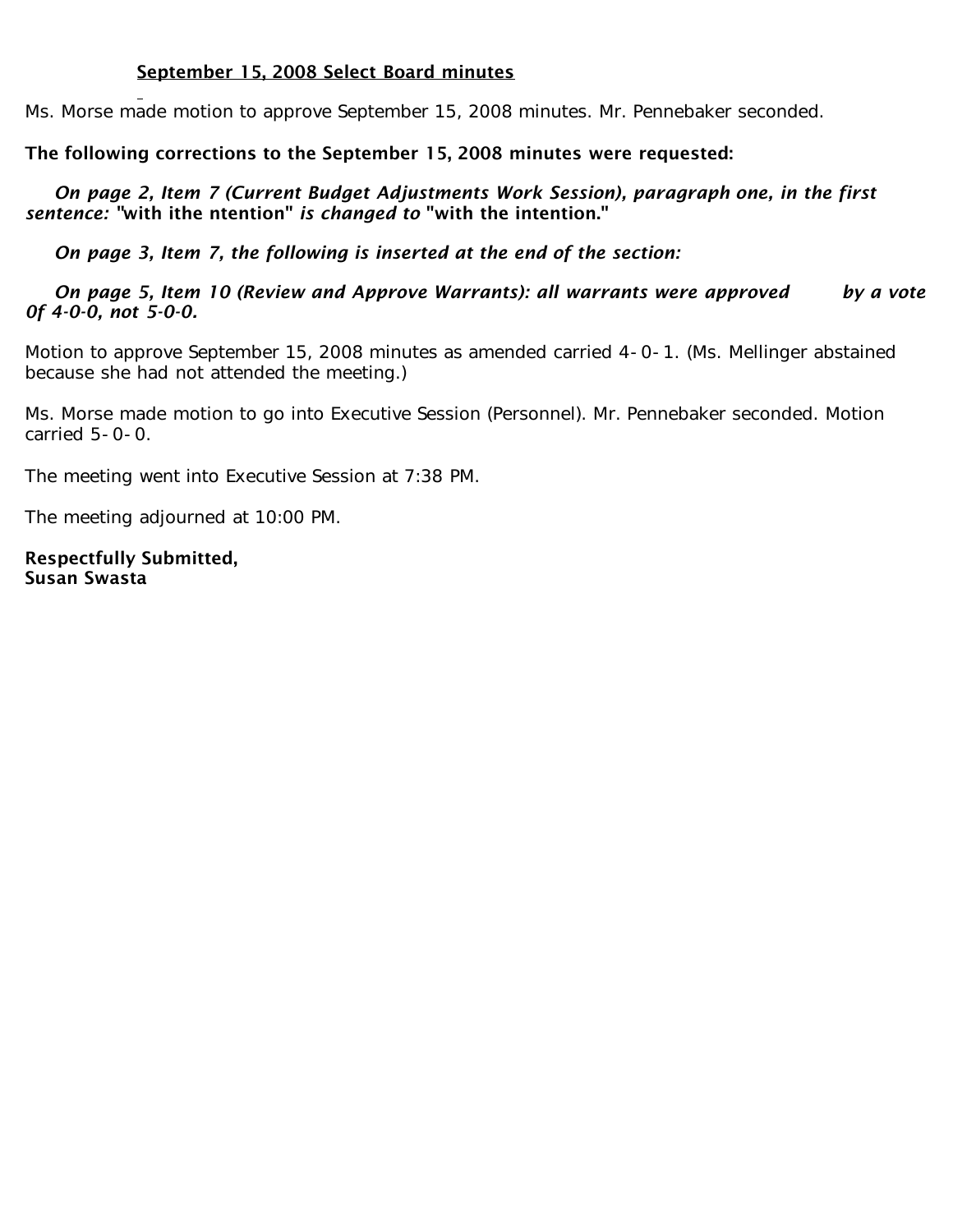### September 15, 2008 Select Board minutes

Ms. Morse made motion to approve September 15, 2008 minutes. Mr. Pennebaker seconded.

**The following corrections to the September 15, 2008 minutes were requested:**

***On page 2, Item 7 (Current Budget Adjustments Work Session), paragraph one, in the first sentence:*** **"with ithe ntention"** ***is changed to*** **"with the intention."**

***On page 3, Item 7, the following is inserted at the end of the section:***

***On page 5, Item 10 (Review and Approve Warrants): all warrants were approved by a vote 0f 4-0-0, not 5-0-0.***

Motion to approve September 15, 2008 minutes as amended carried 4-0-1. (Ms. Mellinger abstained because she had not attended the meeting.)

Ms. Morse made motion to go into Executive Session (Personnel). Mr. Pennebaker seconded. Motion carried 5-0-0.

The meeting went into Executive Session at 7:38 PM.

The meeting adjourned at 10:00 PM.

**Respectfully Submitted,**
**Susan Swasta**